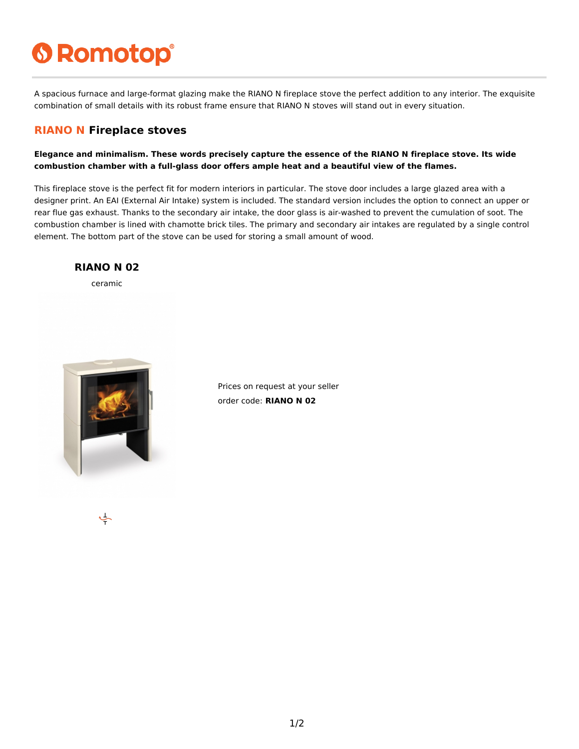A spacious furnace and large-format glazing make the RIANO N fireplace stove the perfect addition to any interior. The exquisite combination of small details with its robust frame ensure that RIANO N stoves will stand out in every situation.

## RIANO N Fireplace stoves

**Elegance and minimalism. These words precisely capture the essence of the RIANO N fireplace stove. Its wide combustion chamber with a full-glass door offers ample heat and a beautiful view of the flames.**

This fireplace stove is the perfect fit for modern interiors in particular. The stove door includes a large glazed area with a designer print. An EAI (External Air Intake) system is included. The standard version includes the option to connect an upper or rear flue gas exhaust. Thanks to the secondary air intake, the door glass is air-washed to prevent the cumulation of soot. The combustion chamber is lined with chamotte brick tiles. The primary and secondary air intakes are regulated by a single control element. The bottom part of the stove can be used for storing a small amount of wood.

### RIANO N 02

ceramic

Prices on request at your seller

order code: **RIANO N 02**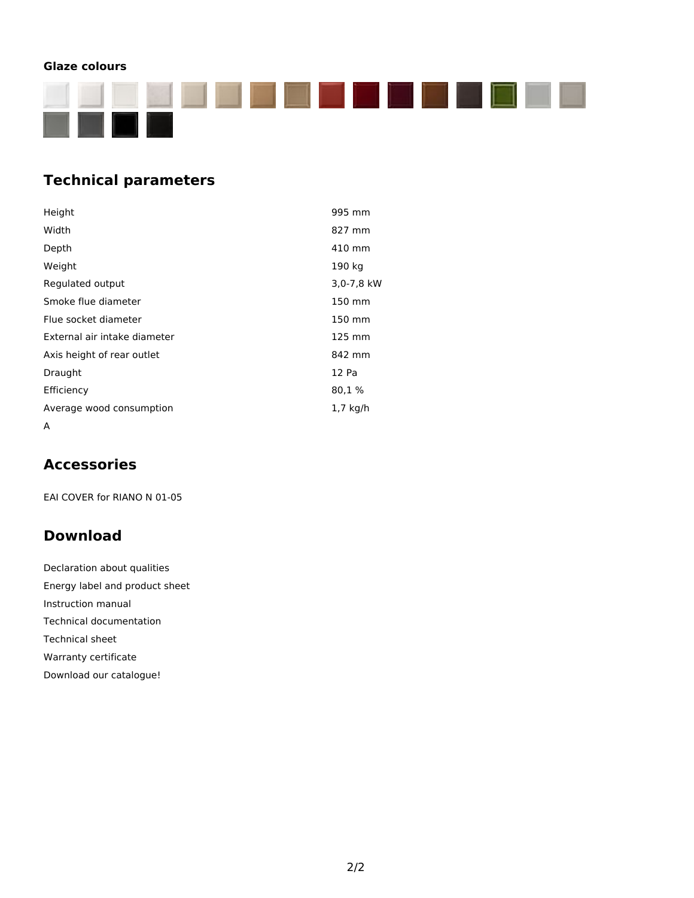**Glaze colours**

## Technical parameters

| | |
|---|---|
| Height | 995 mm |
| Width | 827 mm |
| Depth | 410 mm |
| Weight | 190 kg |
| Regulated output | 3,0-7,8 kW |
| Smoke flue diameter | 150 mm |
| Flue socket diameter | 150 mm |
| External air intake diameter | 125 mm |
| Axis height of rear outlet | 842 mm |
| Draught | 12 Pa |
| Efficiency | 80,1 % |
| Average wood consumption | 1,7 kg/h |
| A | |

## Accessories

EAI COVER for RIANO N 01-05

## Download

Declaration about qualities

Energy label and product sheet

Instruction manual

Technical documentation

Technical sheet

Warranty certificate

Download our catalogue!